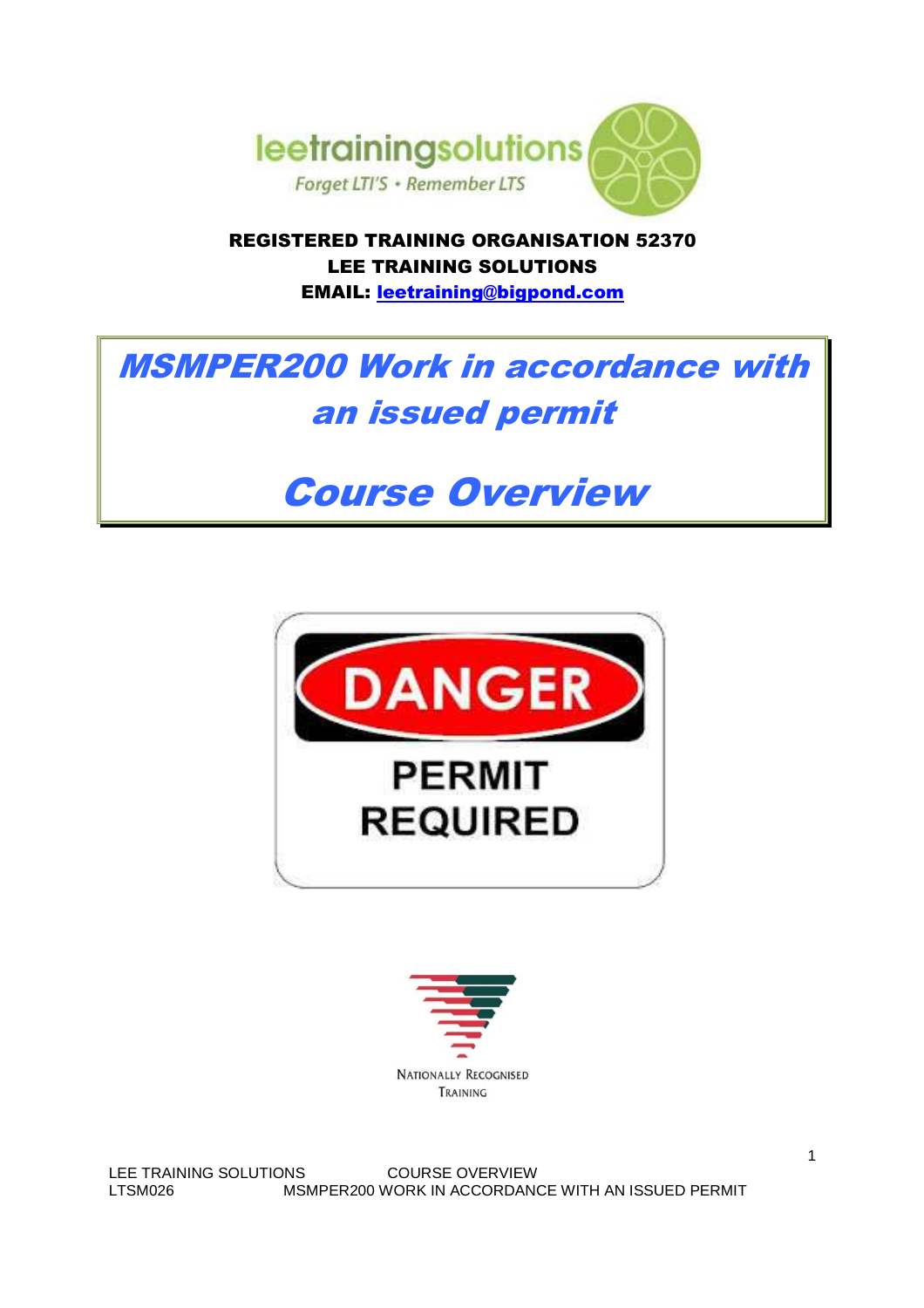leetrainingsolutions

Forget LTI'S • Remember LTS

**REGISTERED TRAINING ORGANISATION 52370**
**LEE TRAINING SOLUTIONS**
**EMAIL: leetraining@bigpond.com**

# *MSMPER200 Work in accordance with an issued permit*

# *Course Overview*

DANGER

PERMIT REQUIRED

NATIONALLY RECOGNISED TRAINING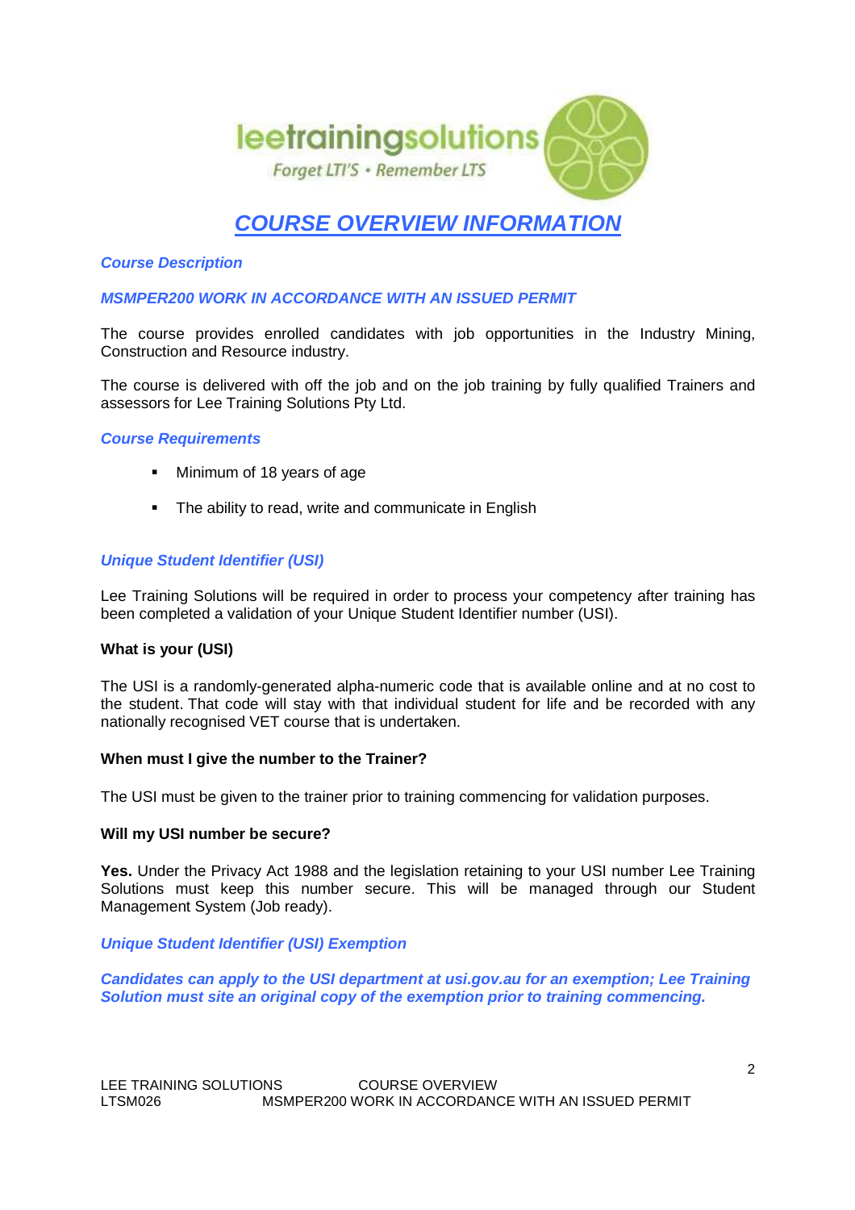# COURSE OVERVIEW INFORMATION

### *Course Description*

### *MSMPER200 WORK IN ACCORDANCE WITH AN ISSUED PERMIT*

The course provides enrolled candidates with job opportunities in the Industry Mining, Construction and Resource industry.

The course is delivered with off the job and on the job training by fully qualified Trainers and assessors for Lee Training Solutions Pty Ltd.

### *Course Requirements*

- Minimum of 18 years of age
- The ability to read, write and communicate in English

### *Unique Student Identifier (USI)*

Lee Training Solutions will be required in order to process your competency after training has been completed a validation of your Unique Student Identifier number (USI).

**What is your (USI)**

The USI is a randomly-generated alpha-numeric code that is available online and at no cost to the student. That code will stay with that individual student for life and be recorded with any nationally recognised VET course that is undertaken.

**When must I give the number to the Trainer?**

The USI must be given to the trainer prior to training commencing for validation purposes.

**Will my USI number be secure?**

**Yes.** Under the Privacy Act 1988 and the legislation retaining to your USI number Lee Training Solutions must keep this number secure. This will be managed through our Student Management System (Job ready).

### *Unique Student Identifier (USI) Exemption*

***Candidates can apply to the USI department at usi.gov.au for an exemption; Lee Training Solution must site an original copy of the exemption prior to training commencing.***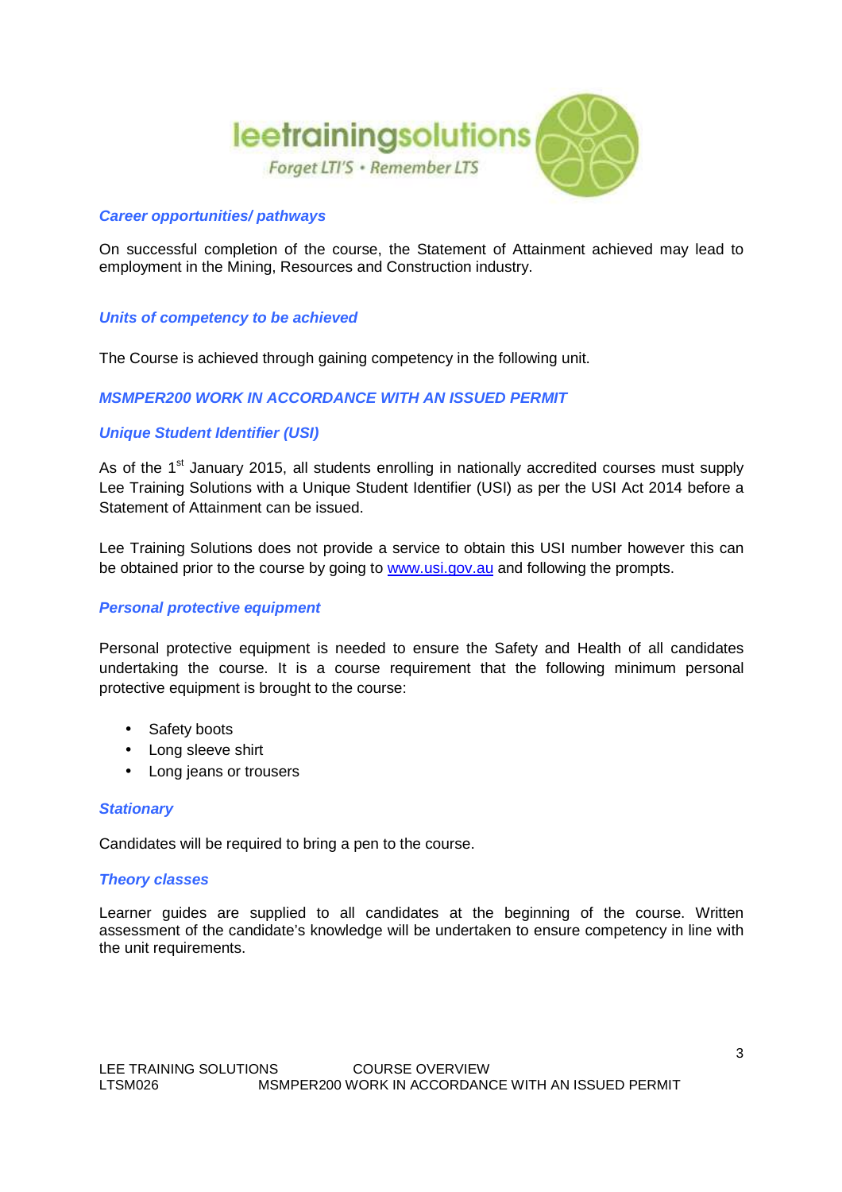### *Career opportunities/ pathways*

On successful completion of the course, the Statement of Attainment achieved may lead to employment in the Mining, Resources and Construction industry.

### *Units of competency to be achieved*

The Course is achieved through gaining competency in the following unit.

### *MSMPER200 WORK IN ACCORDANCE WITH AN ISSUED PERMIT*

### *Unique Student Identifier (USI)*

As of the 1st January 2015, all students enrolling in nationally accredited courses must supply Lee Training Solutions with a Unique Student Identifier (USI) as per the USI Act 2014 before a Statement of Attainment can be issued.

Lee Training Solutions does not provide a service to obtain this USI number however this can be obtained prior to the course by going to www.usi.gov.au and following the prompts.

### *Personal protective equipment*

Personal protective equipment is needed to ensure the Safety and Health of all candidates undertaking the course. It is a course requirement that the following minimum personal protective equipment is brought to the course:

- Safety boots
- Long sleeve shirt
- Long jeans or trousers

### *Stationary*

Candidates will be required to bring a pen to the course.

### *Theory classes*

Learner guides are supplied to all candidates at the beginning of the course. Written assessment of the candidate's knowledge will be undertaken to ensure competency in line with the unit requirements.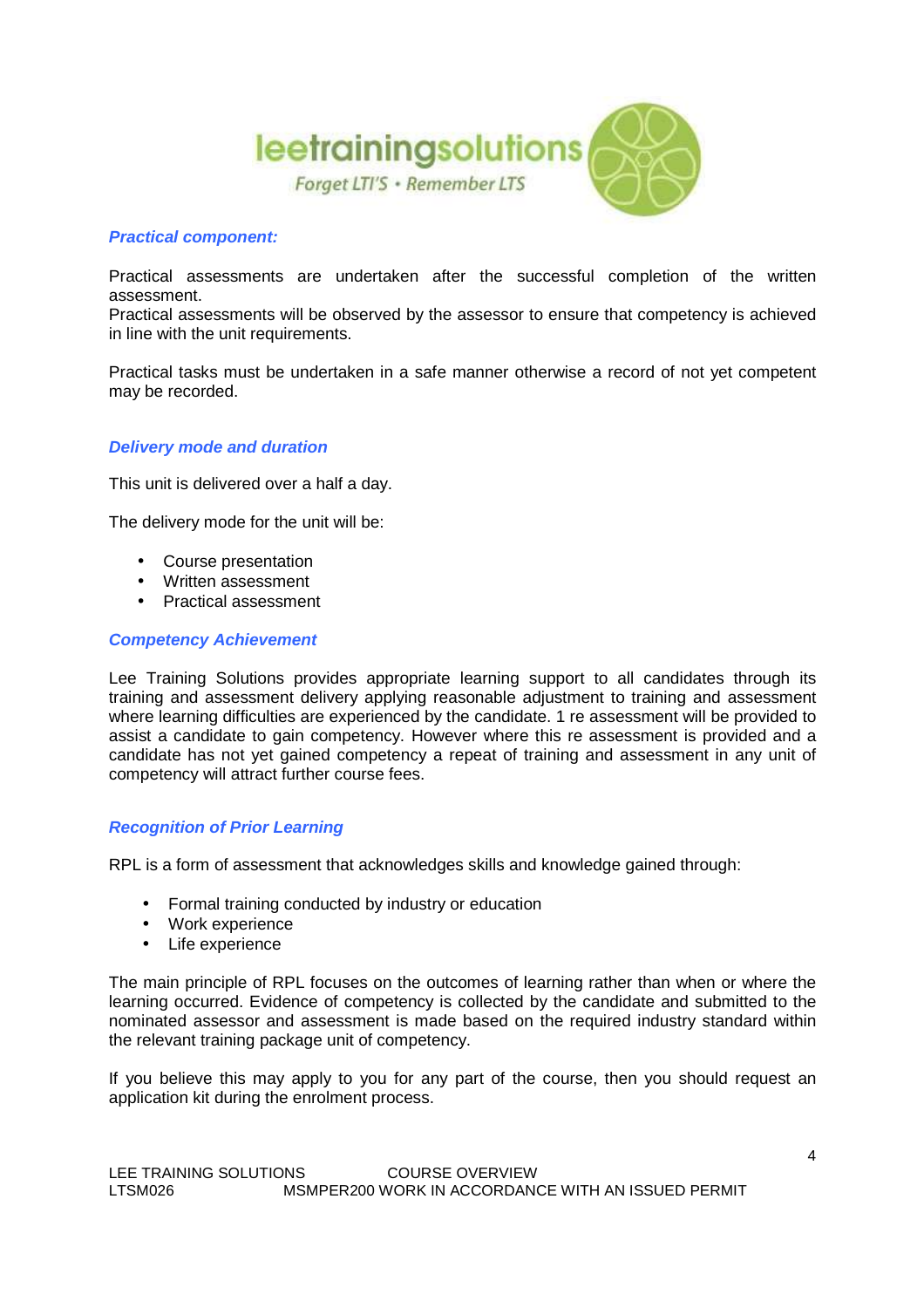### *Practical component:*

Practical assessments are undertaken after the successful completion of the written assessment.
Practical assessments will be observed by the assessor to ensure that competency is achieved in line with the unit requirements.

Practical tasks must be undertaken in a safe manner otherwise a record of not yet competent may be recorded.

### *Delivery mode and duration*

This unit is delivered over a half a day.

The delivery mode for the unit will be:

- Course presentation
- Written assessment
- Practical assessment

### *Competency Achievement*

Lee Training Solutions provides appropriate learning support to all candidates through its training and assessment delivery applying reasonable adjustment to training and assessment where learning difficulties are experienced by the candidate. 1 re assessment will be provided to assist a candidate to gain competency. However where this re assessment is provided and a candidate has not yet gained competency a repeat of training and assessment in any unit of competency will attract further course fees.

### *Recognition of Prior Learning*

RPL is a form of assessment that acknowledges skills and knowledge gained through:

- Formal training conducted by industry or education
- Work experience
- Life experience

The main principle of RPL focuses on the outcomes of learning rather than when or where the learning occurred. Evidence of competency is collected by the candidate and submitted to the nominated assessor and assessment is made based on the required industry standard within the relevant training package unit of competency.

If you believe this may apply to you for any part of the course, then you should request an application kit during the enrolment process.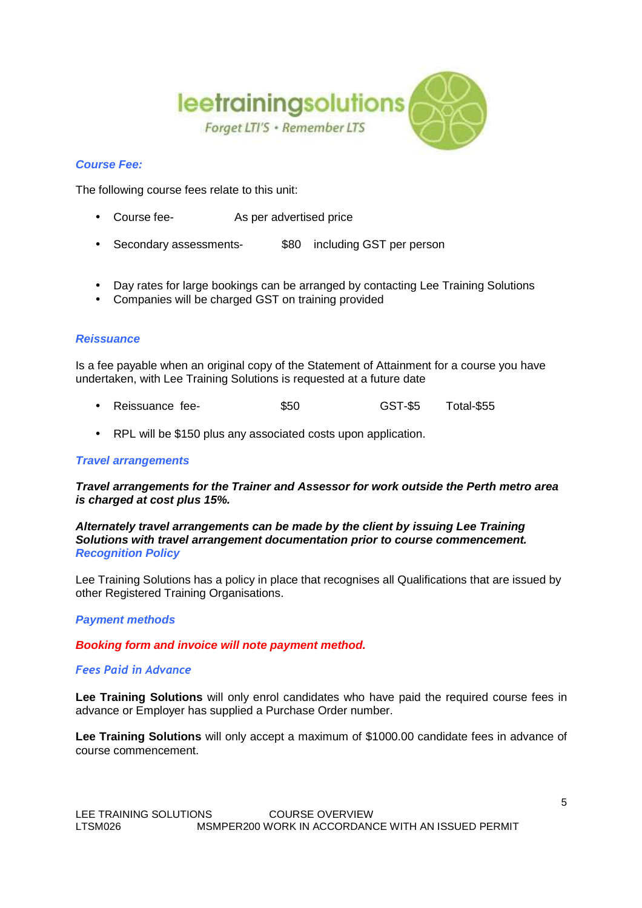### *Course Fee:*

The following course fees relate to this unit:

- Course fee- As per advertised price
- Secondary assessments- $80 including GST per person

- Day rates for large bookings can be arranged by contacting Lee Training Solutions
- Companies will be charged GST on training provided

### *Reissuance*

Is a fee payable when an original copy of the Statement of Attainment for a course you have undertaken, with Lee Training Solutions is requested at a future date

- Reissuance fee- $50 GST-$5 Total-$55

- RPL will be $150 plus any associated costs upon application.

### *Travel arrangements*

***Travel arrangements for the Trainer and Assessor for work outside the Perth metro area is charged at cost plus 15%.***

***Alternately travel arrangements can be made by the client by issuing Lee Training Solutions with travel arrangement documentation prior to course commencement.***

### *Recognition Policy*

Lee Training Solutions has a policy in place that recognises all Qualifications that are issued by other Registered Training Organisations.

### *Payment methods*

***Booking form and invoice will note payment method.***

### *Fees Paid in Advance*

**Lee Training Solutions** will only enrol candidates who have paid the required course fees in advance or Employer has supplied a Purchase Order number.

**Lee Training Solutions** will only accept a maximum of $1000.00 candidate fees in advance of course commencement.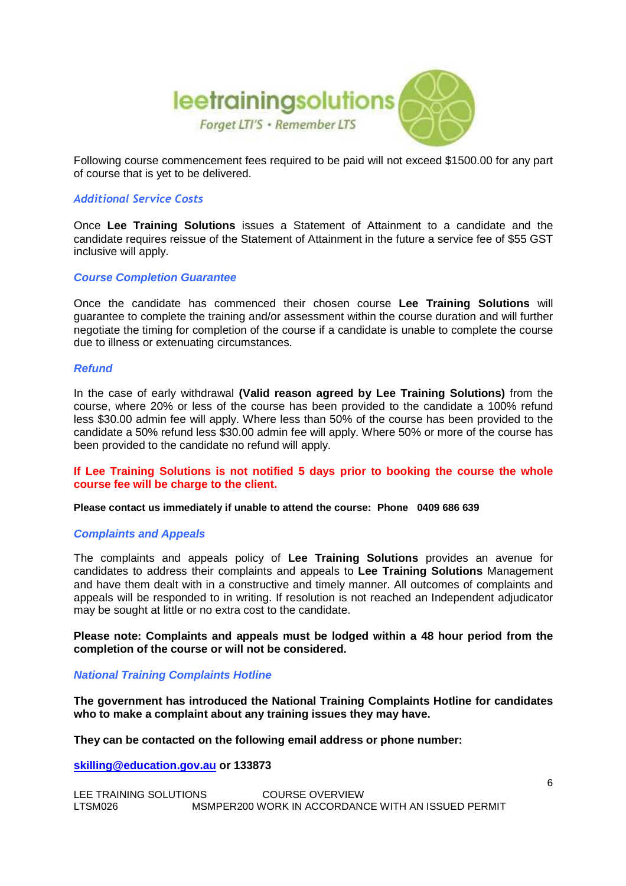Following course commencement fees required to be paid will not exceed $1500.00 for any part of course that is yet to be delivered.

### *Additional Service Costs*

Once **Lee Training Solutions** issues a Statement of Attainment to a candidate and the candidate requires reissue of the Statement of Attainment in the future a service fee of $55 GST inclusive will apply.

### *Course Completion Guarantee*

Once the candidate has commenced their chosen course **Lee Training Solutions** will guarantee to complete the training and/or assessment within the course duration and will further negotiate the timing for completion of the course if a candidate is unable to complete the course due to illness or extenuating circumstances.

### *Refund*

In the case of early withdrawal **(Valid reason agreed by Lee Training Solutions)** from the course, where 20% or less of the course has been provided to the candidate a 100% refund less $30.00 admin fee will apply. Where less than 50% of the course has been provided to the candidate a 50% refund less $30.00 admin fee will apply. Where 50% or more of the course has been provided to the candidate no refund will apply.

**If Lee Training Solutions is not notified 5 days prior to booking the course the whole course fee will be charge to the client.**

**Please contact us immediately if unable to attend the course: Phone 0409 686 639**

### *Complaints and Appeals*

The complaints and appeals policy of **Lee Training Solutions** provides an avenue for candidates to address their complaints and appeals to **Lee Training Solutions** Management and have them dealt with in a constructive and timely manner. All outcomes of complaints and appeals will be responded to in writing. If resolution is not reached an Independent adjudicator may be sought at little or no extra cost to the candidate.

**Please note: Complaints and appeals must be lodged within a 48 hour period from the completion of the course or will not be considered.**

### *National Training Complaints Hotline*

**The government has introduced the National Training Complaints Hotline for candidates who to make a complaint about any training issues they may have.**

**They can be contacted on the following email address or phone number:**

**skilling@education.gov.au or 133873**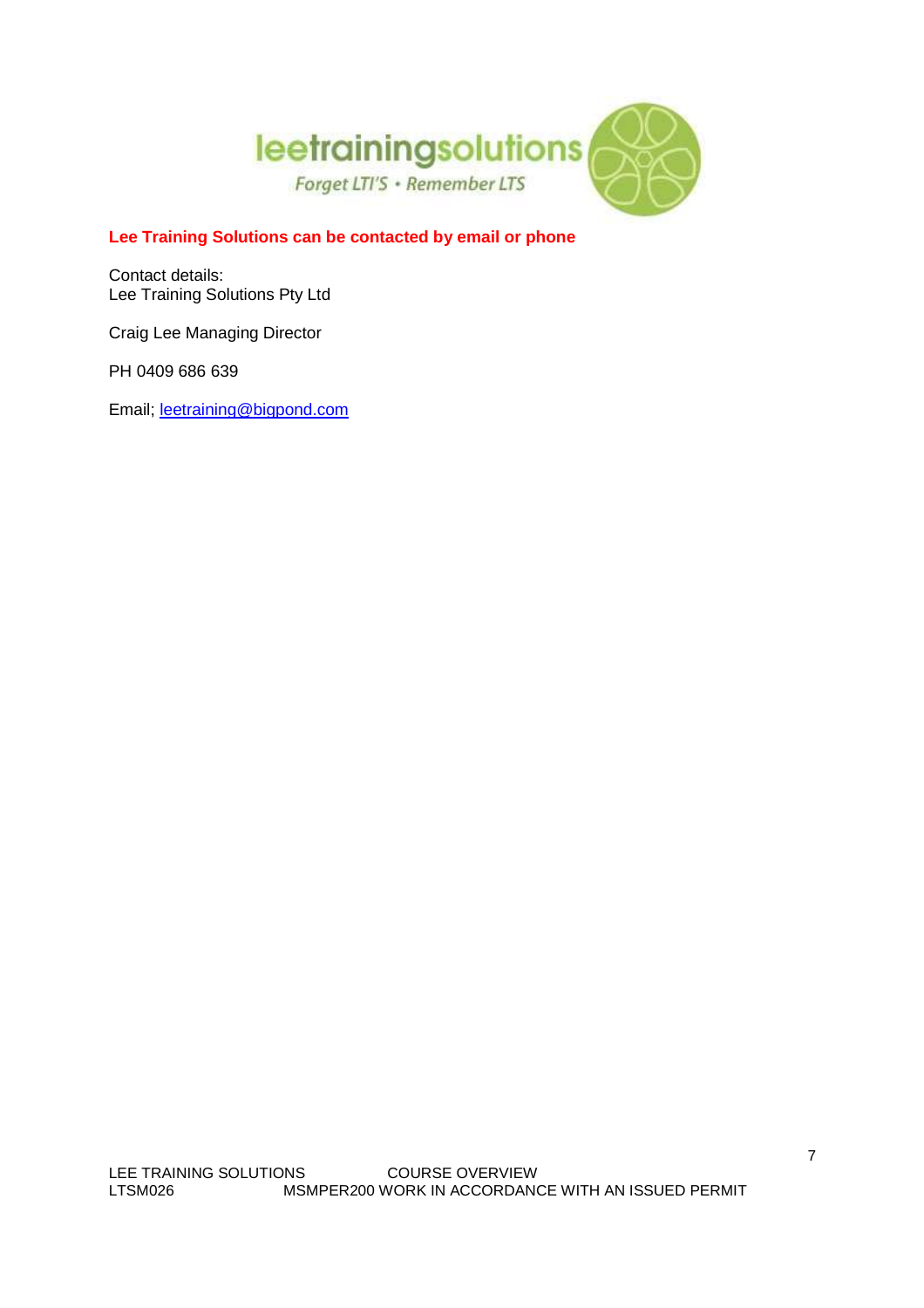leetrainingsolutions
*Forget LTI'S • Remember LTS*

**Lee Training Solutions can be contacted by email or phone**

Contact details:
Lee Training Solutions Pty Ltd

Craig Lee Managing Director

PH 0409 686 639

Email; leetraining@bigpond.com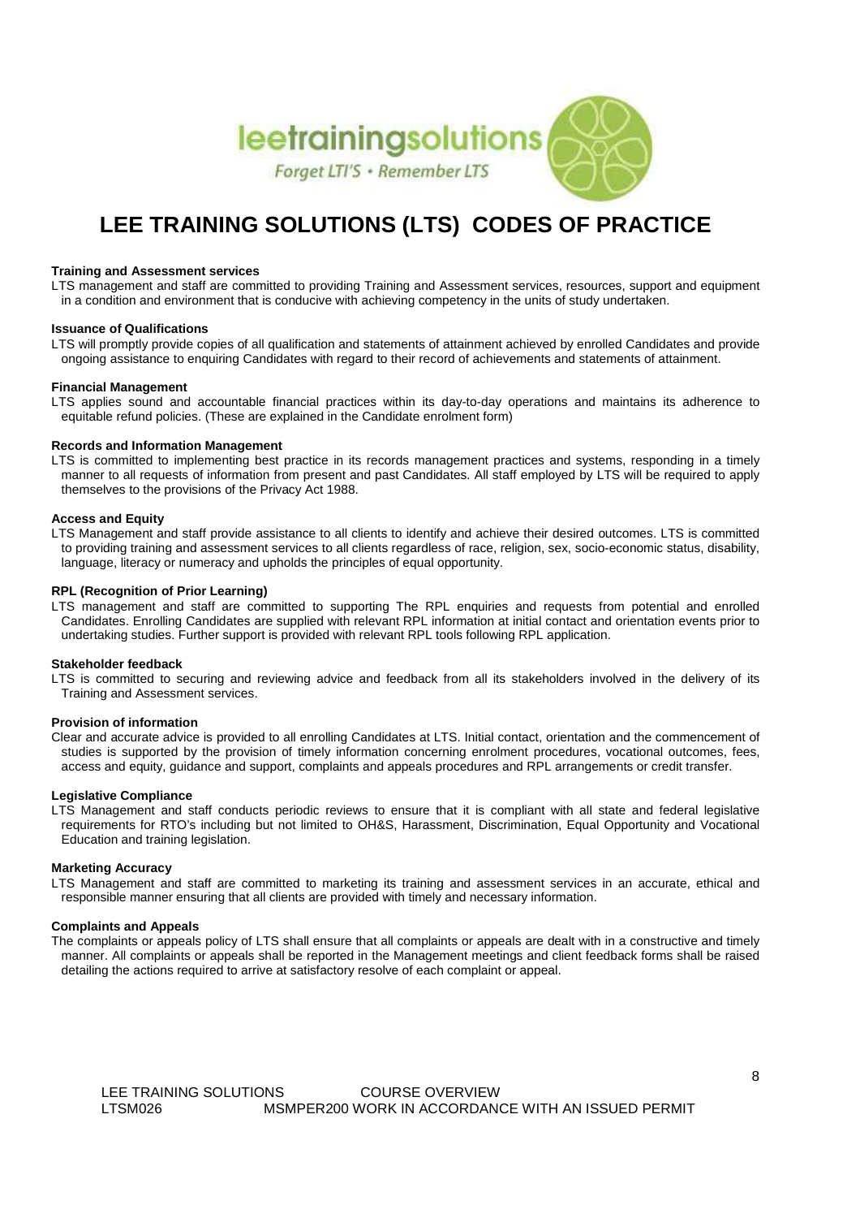leetrainingsolutions

*Forget LTI'S • Remember LTS*

# LEE TRAINING SOLUTIONS (LTS) CODES OF PRACTICE

**Training and Assessment services**

LTS management and staff are committed to providing Training and Assessment services, resources, support and equipment in a condition and environment that is conducive with achieving competency in the units of study undertaken.

**Issuance of Qualifications**

LTS will promptly provide copies of all qualification and statements of attainment achieved by enrolled Candidates and provide ongoing assistance to enquiring Candidates with regard to their record of achievements and statements of attainment.

**Financial Management**

LTS applies sound and accountable financial practices within its day-to-day operations and maintains its adherence to equitable refund policies. (These are explained in the Candidate enrolment form)

**Records and Information Management**

LTS is committed to implementing best practice in its records management practices and systems, responding in a timely manner to all requests of information from present and past Candidates. All staff employed by LTS will be required to apply themselves to the provisions of the Privacy Act 1988.

**Access and Equity**

LTS Management and staff provide assistance to all clients to identify and achieve their desired outcomes. LTS is committed to providing training and assessment services to all clients regardless of race, religion, sex, socio-economic status, disability, language, literacy or numeracy and upholds the principles of equal opportunity.

**RPL (Recognition of Prior Learning)**

LTS management and staff are committed to supporting The RPL enquiries and requests from potential and enrolled Candidates. Enrolling Candidates are supplied with relevant RPL information at initial contact and orientation events prior to undertaking studies. Further support is provided with relevant RPL tools following RPL application.

**Stakeholder feedback**

LTS is committed to securing and reviewing advice and feedback from all its stakeholders involved in the delivery of its Training and Assessment services.

**Provision of information**

Clear and accurate advice is provided to all enrolling Candidates at LTS. Initial contact, orientation and the commencement of studies is supported by the provision of timely information concerning enrolment procedures, vocational outcomes, fees, access and equity, guidance and support, complaints and appeals procedures and RPL arrangements or credit transfer.

**Legislative Compliance**

LTS Management and staff conducts periodic reviews to ensure that it is compliant with all state and federal legislative requirements for RTO's including but not limited to OH&S, Harassment, Discrimination, Equal Opportunity and Vocational Education and training legislation.

**Marketing Accuracy**

LTS Management and staff are committed to marketing its training and assessment services in an accurate, ethical and responsible manner ensuring that all clients are provided with timely and necessary information.

**Complaints and Appeals**

The complaints or appeals policy of LTS shall ensure that all complaints or appeals are dealt with in a constructive and timely manner. All complaints or appeals shall be reported in the Management meetings and client feedback forms shall be raised detailing the actions required to arrive at satisfactory resolve of each complaint or appeal.